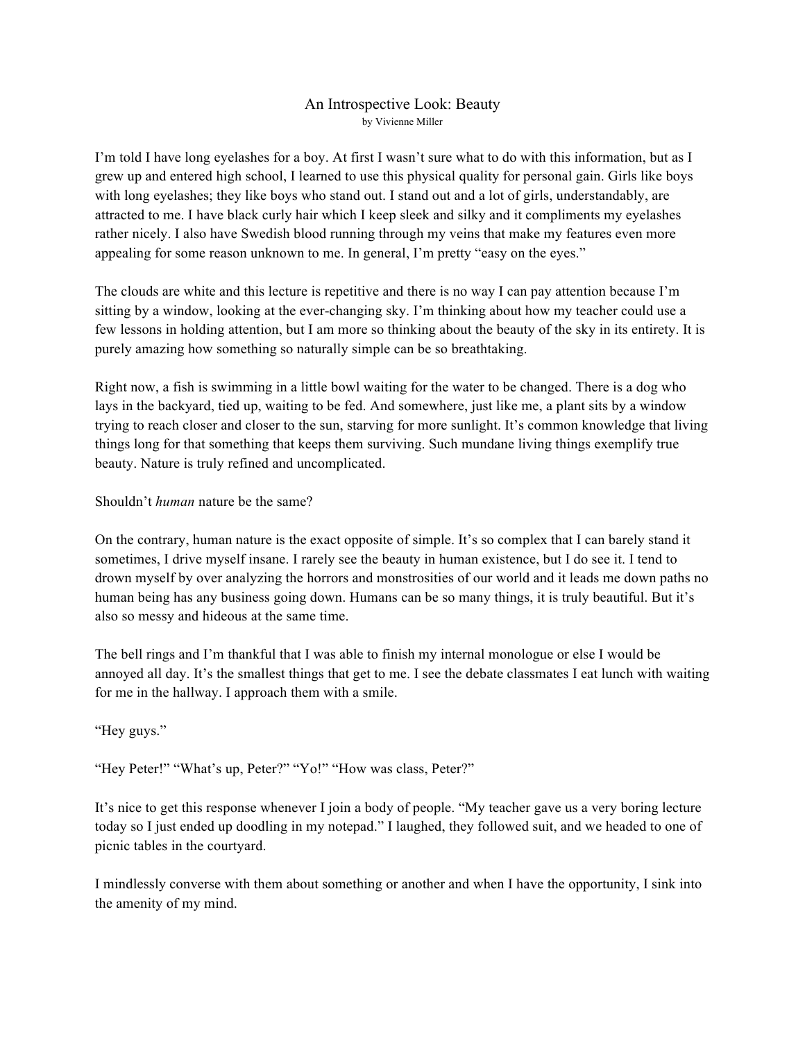# An Introspective Look: Beauty

by Vivienne Miller

I'm told I have long eyelashes for a boy. At first I wasn't sure what to do with this information, but as I grew up and entered high school, I learned to use this physical quality for personal gain. Girls like boys with long eyelashes; they like boys who stand out. I stand out and a lot of girls, understandably, are attracted to me. I have black curly hair which I keep sleek and silky and it compliments my eyelashes rather nicely. I also have Swedish blood running through my veins that make my features even more appealing for some reason unknown to me. In general, I'm pretty "easy on the eyes."

The clouds are white and this lecture is repetitive and there is no way I can pay attention because I'm sitting by a window, looking at the ever-changing sky. I'm thinking about how my teacher could use a few lessons in holding attention, but I am more so thinking about the beauty of the sky in its entirety. It is purely amazing how something so naturally simple can be so breathtaking.

Right now, a fish is swimming in a little bowl waiting for the water to be changed. There is a dog who lays in the backyard, tied up, waiting to be fed. And somewhere, just like me, a plant sits by a window trying to reach closer and closer to the sun, starving for more sunlight. It's common knowledge that living things long for that something that keeps them surviving. Such mundane living things exemplify true beauty. Nature is truly refined and uncomplicated.

Shouldn't *human* nature be the same?

On the contrary, human nature is the exact opposite of simple. It's so complex that I can barely stand it sometimes, I drive myself insane. I rarely see the beauty in human existence, but I do see it. I tend to drown myself by over analyzing the horrors and monstrosities of our world and it leads me down paths no human being has any business going down. Humans can be so many things, it is truly beautiful. But it's also so messy and hideous at the same time.

The bell rings and I'm thankful that I was able to finish my internal monologue or else I would be annoyed all day. It's the smallest things that get to me. I see the debate classmates I eat lunch with waiting for me in the hallway. I approach them with a smile.

"Hey guys."

"Hey Peter!" "What's up, Peter?" "Yo!" "How was class, Peter?"

It's nice to get this response whenever I join a body of people. "My teacher gave us a very boring lecture today so I just ended up doodling in my notepad." I laughed, they followed suit, and we headed to one of picnic tables in the courtyard.

I mindlessly converse with them about something or another and when I have the opportunity, I sink into the amenity of my mind.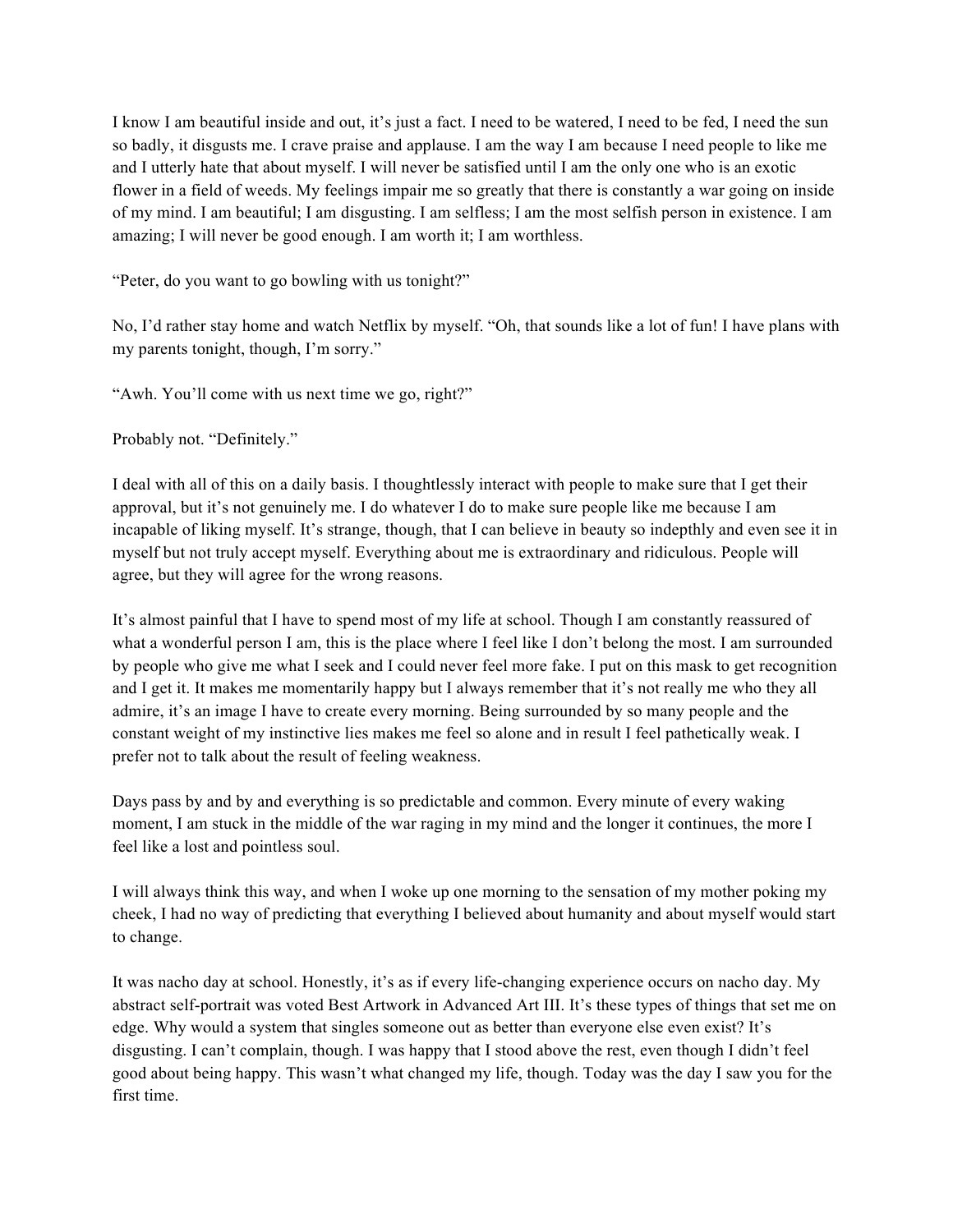I know I am beautiful inside and out, it's just a fact. I need to be watered, I need to be fed, I need the sun so badly, it disgusts me. I crave praise and applause. I am the way I am because I need people to like me and I utterly hate that about myself. I will never be satisfied until I am the only one who is an exotic flower in a field of weeds. My feelings impair me so greatly that there is constantly a war going on inside of my mind. I am beautiful; I am disgusting. I am selfless; I am the most selfish person in existence. I am amazing; I will never be good enough. I am worth it; I am worthless.

"Peter, do you want to go bowling with us tonight?"

No, I'd rather stay home and watch Netflix by myself. "Oh, that sounds like a lot of fun! I have plans with my parents tonight, though, I'm sorry."

"Awh. You'll come with us next time we go, right?"

Probably not. "Definitely."

I deal with all of this on a daily basis. I thoughtlessly interact with people to make sure that I get their approval, but it's not genuinely me. I do whatever I do to make sure people like me because I am incapable of liking myself. It's strange, though, that I can believe in beauty so indepthly and even see it in myself but not truly accept myself. Everything about me is extraordinary and ridiculous. People will agree, but they will agree for the wrong reasons.

It's almost painful that I have to spend most of my life at school. Though I am constantly reassured of what a wonderful person I am, this is the place where I feel like I don't belong the most. I am surrounded by people who give me what I seek and I could never feel more fake. I put on this mask to get recognition and I get it. It makes me momentarily happy but I always remember that it's not really me who they all admire, it's an image I have to create every morning. Being surrounded by so many people and the constant weight of my instinctive lies makes me feel so alone and in result I feel pathetically weak. I prefer not to talk about the result of feeling weakness.

Days pass by and by and everything is so predictable and common. Every minute of every waking moment, I am stuck in the middle of the war raging in my mind and the longer it continues, the more I feel like a lost and pointless soul.

I will always think this way, and when I woke up one morning to the sensation of my mother poking my cheek, I had no way of predicting that everything I believed about humanity and about myself would start to change.

It was nacho day at school. Honestly, it's as if every life-changing experience occurs on nacho day. My abstract self-portrait was voted Best Artwork in Advanced Art III. It's these types of things that set me on edge. Why would a system that singles someone out as better than everyone else even exist? It's disgusting. I can't complain, though. I was happy that I stood above the rest, even though I didn't feel good about being happy. This wasn't what changed my life, though. Today was the day I saw you for the first time.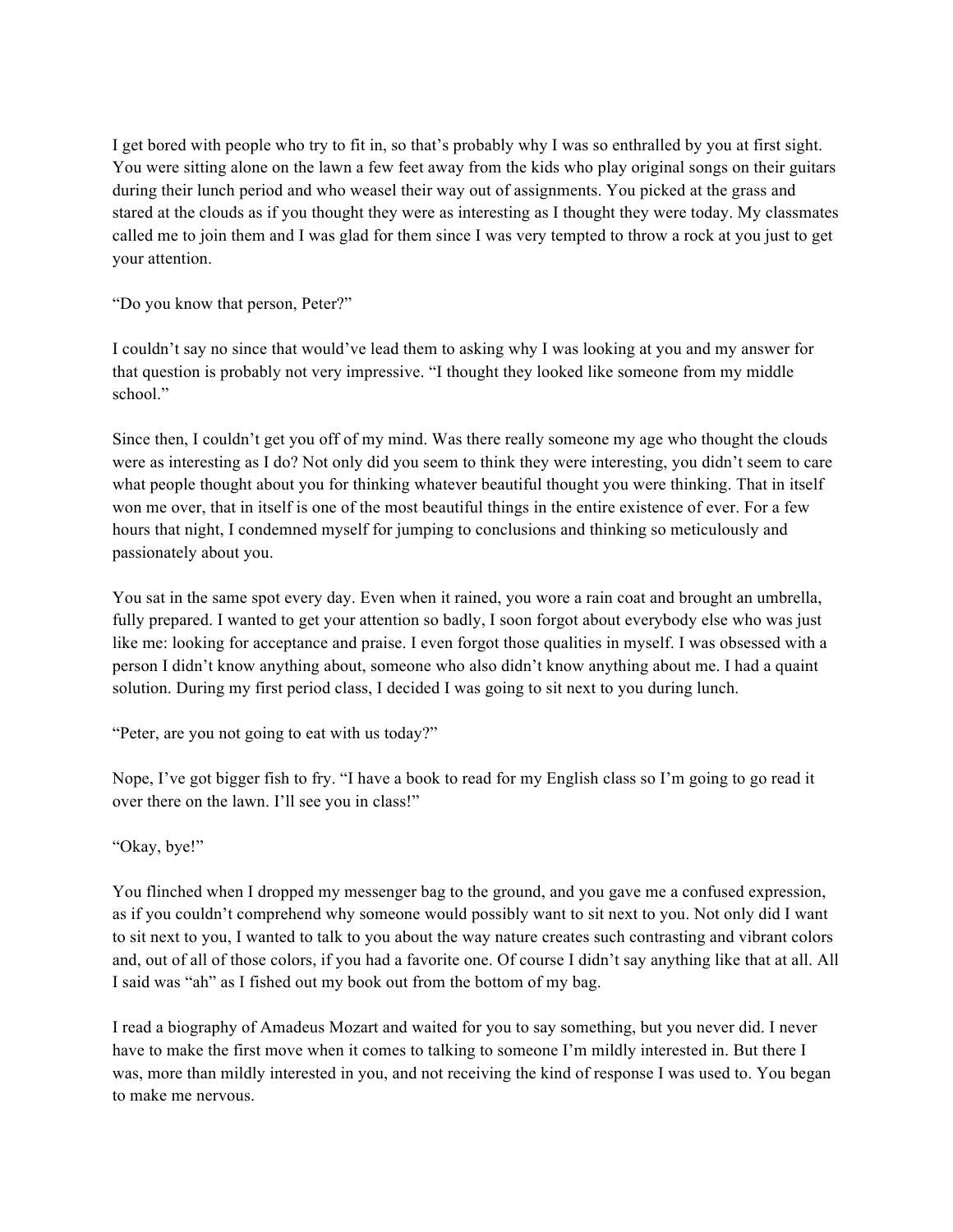I get bored with people who try to fit in, so that's probably why I was so enthralled by you at first sight. You were sitting alone on the lawn a few feet away from the kids who play original songs on their guitars during their lunch period and who weasel their way out of assignments. You picked at the grass and stared at the clouds as if you thought they were as interesting as I thought they were today. My classmates called me to join them and I was glad for them since I was very tempted to throw a rock at you just to get your attention.

"Do you know that person, Peter?"

I couldn't say no since that would've lead them to asking why I was looking at you and my answer for that question is probably not very impressive. "I thought they looked like someone from my middle school."

Since then, I couldn't get you off of my mind. Was there really someone my age who thought the clouds were as interesting as I do? Not only did you seem to think they were interesting, you didn't seem to care what people thought about you for thinking whatever beautiful thought you were thinking. That in itself won me over, that in itself is one of the most beautiful things in the entire existence of ever. For a few hours that night, I condemned myself for jumping to conclusions and thinking so meticulously and passionately about you.

You sat in the same spot every day. Even when it rained, you wore a rain coat and brought an umbrella, fully prepared. I wanted to get your attention so badly, I soon forgot about everybody else who was just like me: looking for acceptance and praise. I even forgot those qualities in myself. I was obsessed with a person I didn't know anything about, someone who also didn't know anything about me. I had a quaint solution. During my first period class, I decided I was going to sit next to you during lunch.

"Peter, are you not going to eat with us today?"

Nope, I've got bigger fish to fry. "I have a book to read for my English class so I'm going to go read it over there on the lawn. I'll see you in class!"

"Okay, bye!"

You flinched when I dropped my messenger bag to the ground, and you gave me a confused expression, as if you couldn't comprehend why someone would possibly want to sit next to you. Not only did I want to sit next to you, I wanted to talk to you about the way nature creates such contrasting and vibrant colors and, out of all of those colors, if you had a favorite one. Of course I didn't say anything like that at all. All I said was "ah" as I fished out my book out from the bottom of my bag.

I read a biography of Amadeus Mozart and waited for you to say something, but you never did. I never have to make the first move when it comes to talking to someone I'm mildly interested in. But there I was, more than mildly interested in you, and not receiving the kind of response I was used to. You began to make me nervous.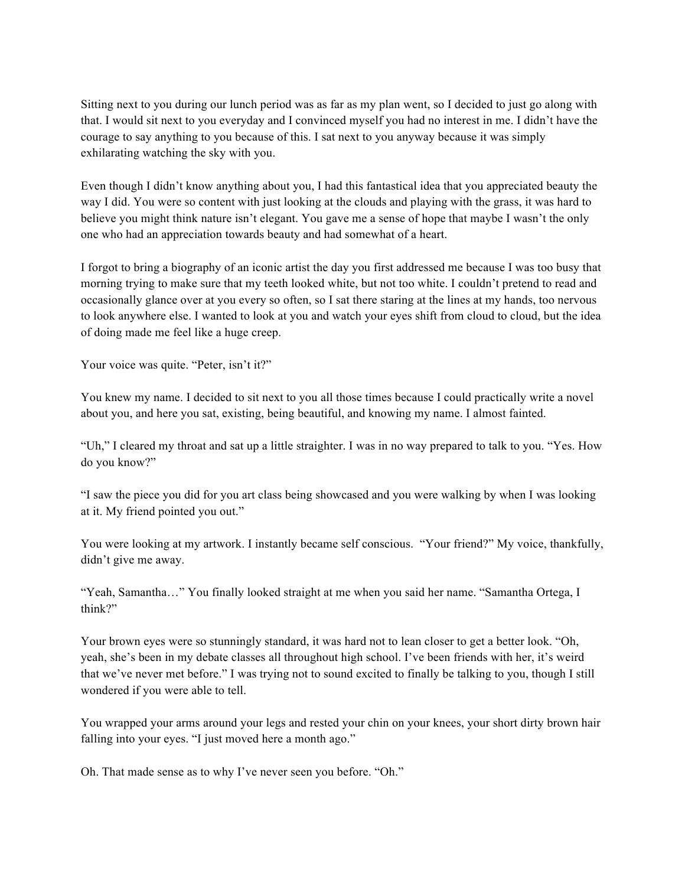Sitting next to you during our lunch period was as far as my plan went, so I decided to just go along with that. I would sit next to you everyday and I convinced myself you had no interest in me. I didn't have the courage to say anything to you because of this. I sat next to you anyway because it was simply exhilarating watching the sky with you.

Even though I didn't know anything about you, I had this fantastical idea that you appreciated beauty the way I did. You were so content with just looking at the clouds and playing with the grass, it was hard to believe you might think nature isn't elegant. You gave me a sense of hope that maybe I wasn't the only one who had an appreciation towards beauty and had somewhat of a heart.

I forgot to bring a biography of an iconic artist the day you first addressed me because I was too busy that morning trying to make sure that my teeth looked white, but not too white. I couldn't pretend to read and occasionally glance over at you every so often, so I sat there staring at the lines at my hands, too nervous to look anywhere else. I wanted to look at you and watch your eyes shift from cloud to cloud, but the idea of doing made me feel like a huge creep.

Your voice was quite. "Peter, isn't it?"

You knew my name. I decided to sit next to you all those times because I could practically write a novel about you, and here you sat, existing, being beautiful, and knowing my name. I almost fainted.

"Uh," I cleared my throat and sat up a little straighter. I was in no way prepared to talk to you. "Yes. How do you know?"

"I saw the piece you did for you art class being showcased and you were walking by when I was looking at it. My friend pointed you out."

You were looking at my artwork. I instantly became self conscious. "Your friend?" My voice, thankfully, didn't give me away.

"Yeah, Samantha…" You finally looked straight at me when you said her name. "Samantha Ortega, I think?"

Your brown eyes were so stunningly standard, it was hard not to lean closer to get a better look. "Oh, yeah, she's been in my debate classes all throughout high school. I've been friends with her, it's weird that we've never met before." I was trying not to sound excited to finally be talking to you, though I still wondered if you were able to tell.

You wrapped your arms around your legs and rested your chin on your knees, your short dirty brown hair falling into your eyes. "I just moved here a month ago."

Oh. That made sense as to why I've never seen you before. "Oh."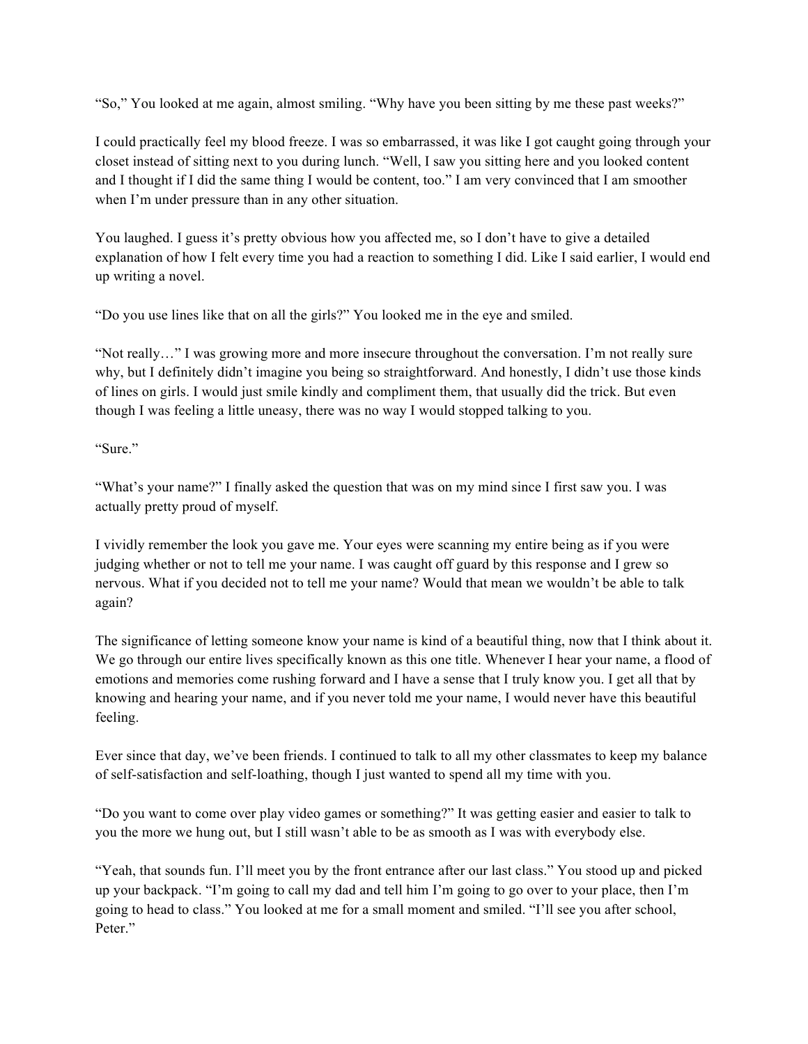"So," You looked at me again, almost smiling. "Why have you been sitting by me these past weeks?"

I could practically feel my blood freeze. I was so embarrassed, it was like I got caught going through your closet instead of sitting next to you during lunch. "Well, I saw you sitting here and you looked content and I thought if I did the same thing I would be content, too." I am very convinced that I am smoother when I'm under pressure than in any other situation.

You laughed. I guess it's pretty obvious how you affected me, so I don't have to give a detailed explanation of how I felt every time you had a reaction to something I did. Like I said earlier, I would end up writing a novel.

"Do you use lines like that on all the girls?" You looked me in the eye and smiled.

"Not really…" I was growing more and more insecure throughout the conversation. I'm not really sure why, but I definitely didn't imagine you being so straightforward. And honestly, I didn't use those kinds of lines on girls. I would just smile kindly and compliment them, that usually did the trick. But even though I was feeling a little uneasy, there was no way I would stopped talking to you.

"Sure."

"What's your name?" I finally asked the question that was on my mind since I first saw you. I was actually pretty proud of myself.

I vividly remember the look you gave me. Your eyes were scanning my entire being as if you were judging whether or not to tell me your name. I was caught off guard by this response and I grew so nervous. What if you decided not to tell me your name? Would that mean we wouldn't be able to talk again?

The significance of letting someone know your name is kind of a beautiful thing, now that I think about it. We go through our entire lives specifically known as this one title. Whenever I hear your name, a flood of emotions and memories come rushing forward and I have a sense that I truly know you. I get all that by knowing and hearing your name, and if you never told me your name, I would never have this beautiful feeling.

Ever since that day, we've been friends. I continued to talk to all my other classmates to keep my balance of self-satisfaction and self-loathing, though I just wanted to spend all my time with you.

"Do you want to come over play video games or something?" It was getting easier and easier to talk to you the more we hung out, but I still wasn't able to be as smooth as I was with everybody else.

"Yeah, that sounds fun. I'll meet you by the front entrance after our last class." You stood up and picked up your backpack. "I'm going to call my dad and tell him I'm going to go over to your place, then I'm going to head to class." You looked at me for a small moment and smiled. "I'll see you after school, Peter."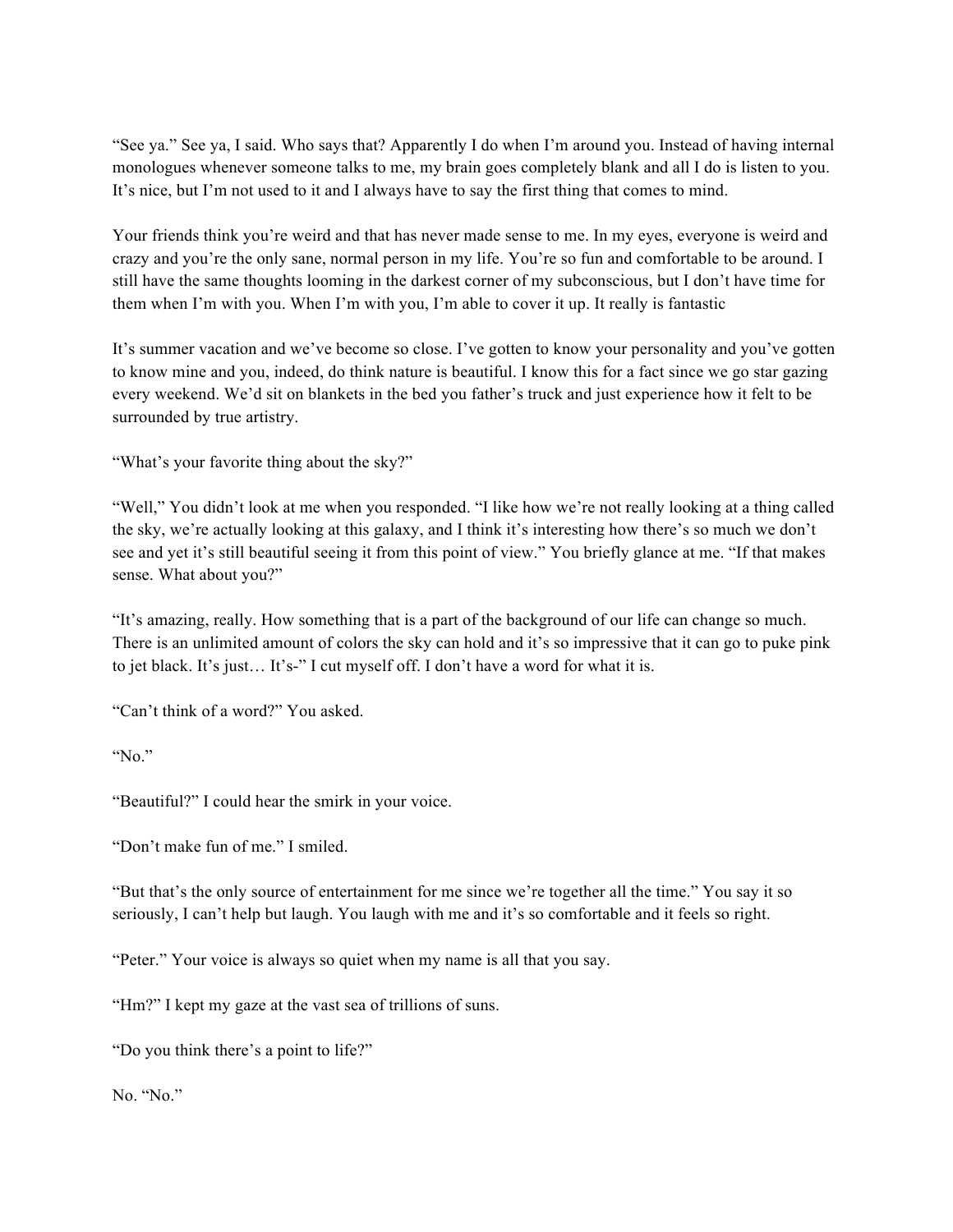"See ya." See ya, I said. Who says that? Apparently I do when I'm around you. Instead of having internal monologues whenever someone talks to me, my brain goes completely blank and all I do is listen to you. It's nice, but I'm not used to it and I always have to say the first thing that comes to mind.

Your friends think you're weird and that has never made sense to me. In my eyes, everyone is weird and crazy and you're the only sane, normal person in my life. You're so fun and comfortable to be around. I still have the same thoughts looming in the darkest corner of my subconscious, but I don't have time for them when I'm with you. When I'm with you, I'm able to cover it up. It really is fantastic

It's summer vacation and we've become so close. I've gotten to know your personality and you've gotten to know mine and you, indeed, do think nature is beautiful. I know this for a fact since we go star gazing every weekend. We'd sit on blankets in the bed you father's truck and just experience how it felt to be surrounded by true artistry.

"What's your favorite thing about the sky?"

"Well," You didn't look at me when you responded. "I like how we're not really looking at a thing called the sky, we're actually looking at this galaxy, and I think it's interesting how there's so much we don't see and yet it's still beautiful seeing it from this point of view." You briefly glance at me. "If that makes sense. What about you?"

"It's amazing, really. How something that is a part of the background of our life can change so much. There is an unlimited amount of colors the sky can hold and it's so impressive that it can go to puke pink to jet black. It's just… It's-" I cut myself off. I don't have a word for what it is.

"Can't think of a word?" You asked.

"No."

"Beautiful?" I could hear the smirk in your voice.

"Don't make fun of me." I smiled.

"But that's the only source of entertainment for me since we're together all the time." You say it so seriously, I can't help but laugh. You laugh with me and it's so comfortable and it feels so right.

"Peter." Your voice is always so quiet when my name is all that you say.

"Hm?" I kept my gaze at the vast sea of trillions of suns.

"Do you think there's a point to life?"

No. "No."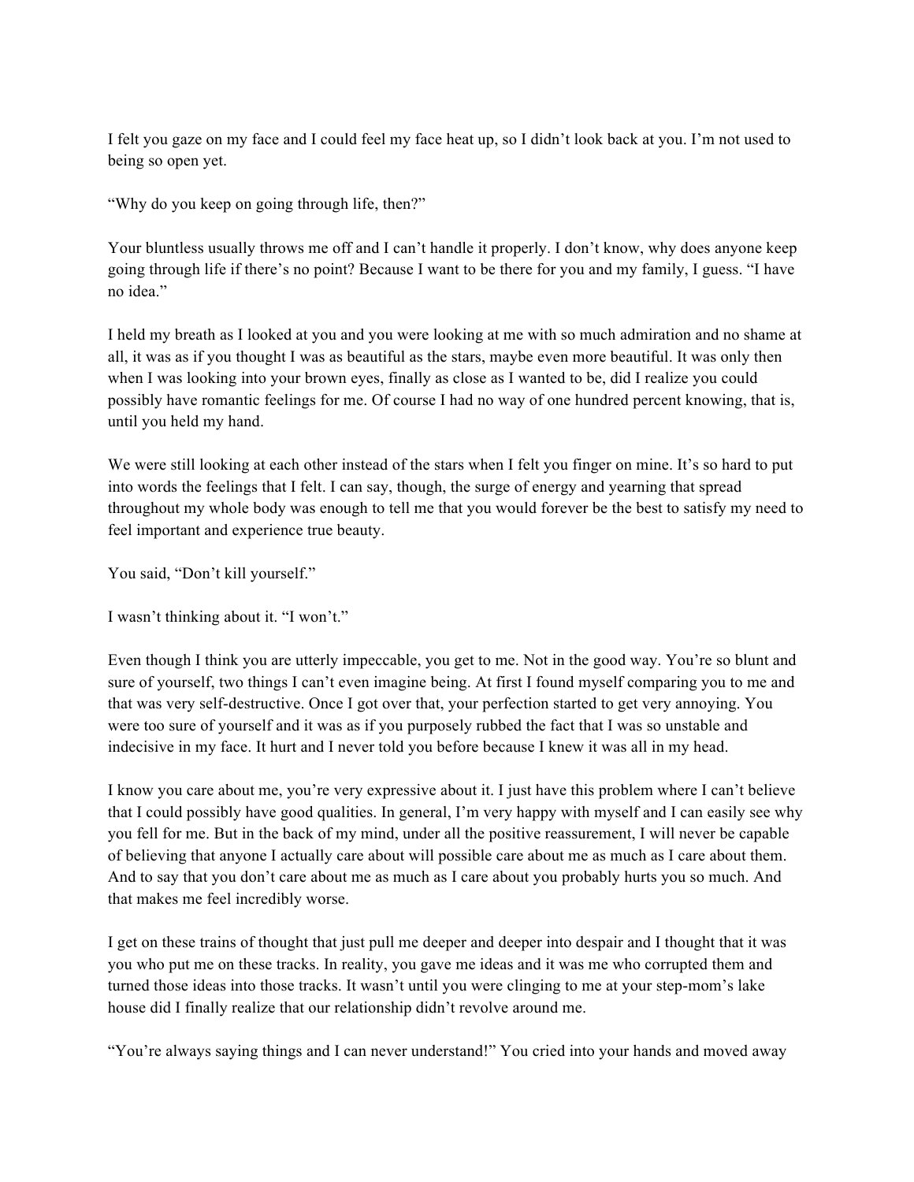I felt you gaze on my face and I could feel my face heat up, so I didn't look back at you. I'm not used to being so open yet.

"Why do you keep on going through life, then?"

Your bluntless usually throws me off and I can't handle it properly. I don't know, why does anyone keep going through life if there's no point? Because I want to be there for you and my family, I guess. "I have no idea."

I held my breath as I looked at you and you were looking at me with so much admiration and no shame at all, it was as if you thought I was as beautiful as the stars, maybe even more beautiful. It was only then when I was looking into your brown eyes, finally as close as I wanted to be, did I realize you could possibly have romantic feelings for me. Of course I had no way of one hundred percent knowing, that is, until you held my hand.

We were still looking at each other instead of the stars when I felt you finger on mine. It's so hard to put into words the feelings that I felt. I can say, though, the surge of energy and yearning that spread throughout my whole body was enough to tell me that you would forever be the best to satisfy my need to feel important and experience true beauty.

You said, "Don't kill yourself."

I wasn't thinking about it. "I won't."

Even though I think you are utterly impeccable, you get to me. Not in the good way. You're so blunt and sure of yourself, two things I can't even imagine being. At first I found myself comparing you to me and that was very self-destructive. Once I got over that, your perfection started to get very annoying. You were too sure of yourself and it was as if you purposely rubbed the fact that I was so unstable and indecisive in my face. It hurt and I never told you before because I knew it was all in my head.

I know you care about me, you're very expressive about it. I just have this problem where I can't believe that I could possibly have good qualities. In general, I'm very happy with myself and I can easily see why you fell for me. But in the back of my mind, under all the positive reassurement, I will never be capable of believing that anyone I actually care about will possible care about me as much as I care about them. And to say that you don't care about me as much as I care about you probably hurts you so much. And that makes me feel incredibly worse.

I get on these trains of thought that just pull me deeper and deeper into despair and I thought that it was you who put me on these tracks. In reality, you gave me ideas and it was me who corrupted them and turned those ideas into those tracks. It wasn't until you were clinging to me at your step-mom's lake house did I finally realize that our relationship didn't revolve around me.

"You're always saying things and I can never understand!" You cried into your hands and moved away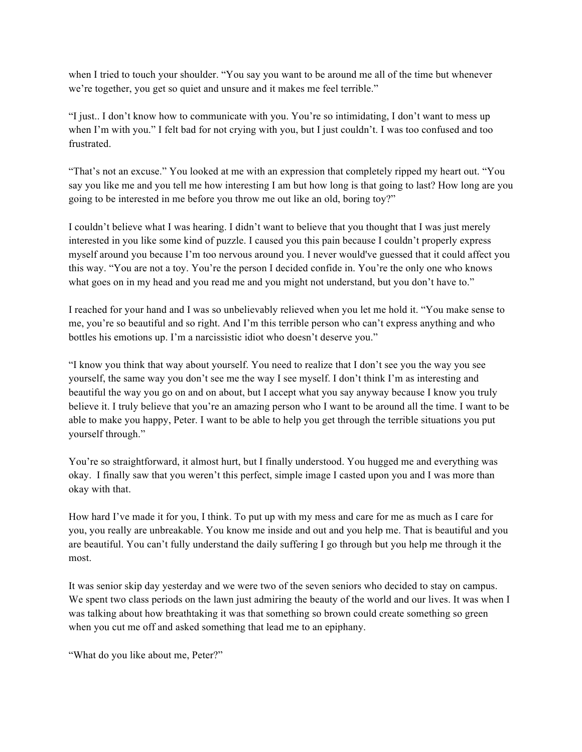when I tried to touch your shoulder. "You say you want to be around me all of the time but whenever we're together, you get so quiet and unsure and it makes me feel terrible."

"I just.. I don't know how to communicate with you. You're so intimidating, I don't want to mess up when I'm with you." I felt bad for not crying with you, but I just couldn't. I was too confused and too frustrated.

"That's not an excuse." You looked at me with an expression that completely ripped my heart out. "You say you like me and you tell me how interesting I am but how long is that going to last? How long are you going to be interested in me before you throw me out like an old, boring toy?"

I couldn't believe what I was hearing. I didn't want to believe that you thought that I was just merely interested in you like some kind of puzzle. I caused you this pain because I couldn't properly express myself around you because I'm too nervous around you. I never would've guessed that it could affect you this way. "You are not a toy. You're the person I decided confide in. You're the only one who knows what goes on in my head and you read me and you might not understand, but you don't have to."

I reached for your hand and I was so unbelievably relieved when you let me hold it. "You make sense to me, you're so beautiful and so right. And I'm this terrible person who can't express anything and who bottles his emotions up. I'm a narcissistic idiot who doesn't deserve you."

"I know you think that way about yourself. You need to realize that I don't see you the way you see yourself, the same way you don't see me the way I see myself. I don't think I'm as interesting and beautiful the way you go on and on about, but I accept what you say anyway because I know you truly believe it. I truly believe that you're an amazing person who I want to be around all the time. I want to be able to make you happy, Peter. I want to be able to help you get through the terrible situations you put yourself through."

You're so straightforward, it almost hurt, but I finally understood. You hugged me and everything was okay. I finally saw that you weren't this perfect, simple image I casted upon you and I was more than okay with that.

How hard I've made it for you, I think. To put up with my mess and care for me as much as I care for you, you really are unbreakable. You know me inside and out and you help me. That is beautiful and you are beautiful. You can't fully understand the daily suffering I go through but you help me through it the most.

It was senior skip day yesterday and we were two of the seven seniors who decided to stay on campus. We spent two class periods on the lawn just admiring the beauty of the world and our lives. It was when I was talking about how breathtaking it was that something so brown could create something so green when you cut me off and asked something that lead me to an epiphany.

"What do you like about me, Peter?"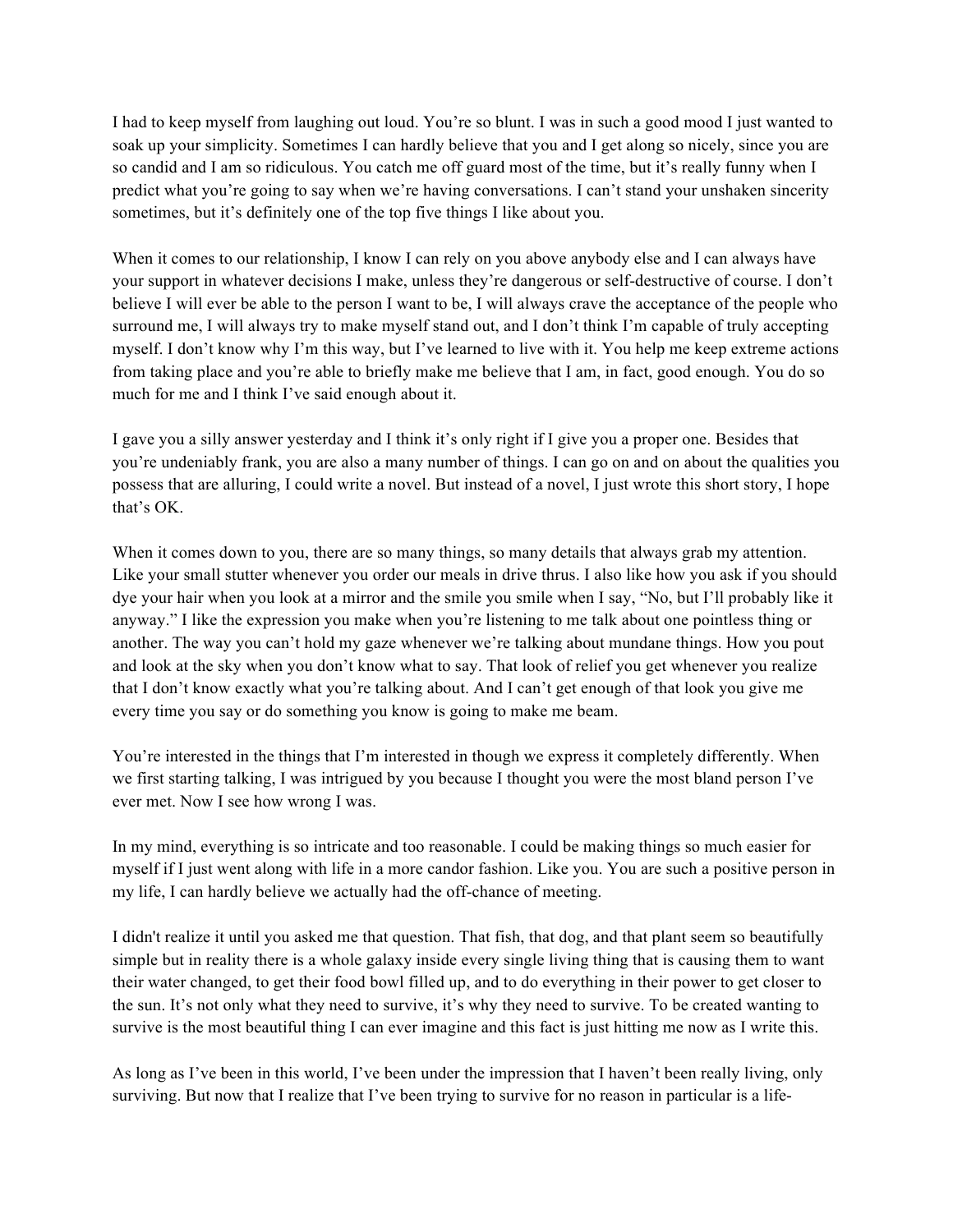I had to keep myself from laughing out loud. You're so blunt. I was in such a good mood I just wanted to soak up your simplicity. Sometimes I can hardly believe that you and I get along so nicely, since you are so candid and I am so ridiculous. You catch me off guard most of the time, but it's really funny when I predict what you're going to say when we're having conversations. I can't stand your unshaken sincerity sometimes, but it's definitely one of the top five things I like about you.

When it comes to our relationship, I know I can rely on you above anybody else and I can always have your support in whatever decisions I make, unless they're dangerous or self-destructive of course. I don't believe I will ever be able to the person I want to be, I will always crave the acceptance of the people who surround me, I will always try to make myself stand out, and I don't think I'm capable of truly accepting myself. I don't know why I'm this way, but I've learned to live with it. You help me keep extreme actions from taking place and you're able to briefly make me believe that I am, in fact, good enough. You do so much for me and I think I've said enough about it.

I gave you a silly answer yesterday and I think it's only right if I give you a proper one. Besides that you're undeniably frank, you are also a many number of things. I can go on and on about the qualities you possess that are alluring, I could write a novel. But instead of a novel, I just wrote this short story, I hope that's OK.

When it comes down to you, there are so many things, so many details that always grab my attention. Like your small stutter whenever you order our meals in drive thrus. I also like how you ask if you should dye your hair when you look at a mirror and the smile you smile when I say, "No, but I'll probably like it anyway." I like the expression you make when you're listening to me talk about one pointless thing or another. The way you can't hold my gaze whenever we're talking about mundane things. How you pout and look at the sky when you don't know what to say. That look of relief you get whenever you realize that I don't know exactly what you're talking about. And I can't get enough of that look you give me every time you say or do something you know is going to make me beam.

You're interested in the things that I'm interested in though we express it completely differently. When we first starting talking, I was intrigued by you because I thought you were the most bland person I've ever met. Now I see how wrong I was.

In my mind, everything is so intricate and too reasonable. I could be making things so much easier for myself if I just went along with life in a more candor fashion. Like you. You are such a positive person in my life, I can hardly believe we actually had the off-chance of meeting.

I didn't realize it until you asked me that question. That fish, that dog, and that plant seem so beautifully simple but in reality there is a whole galaxy inside every single living thing that is causing them to want their water changed, to get their food bowl filled up, and to do everything in their power to get closer to the sun. It's not only what they need to survive, it's why they need to survive. To be created wanting to survive is the most beautiful thing I can ever imagine and this fact is just hitting me now as I write this.

As long as I've been in this world, I've been under the impression that I haven't been really living, only surviving. But now that I realize that I've been trying to survive for no reason in particular is a life-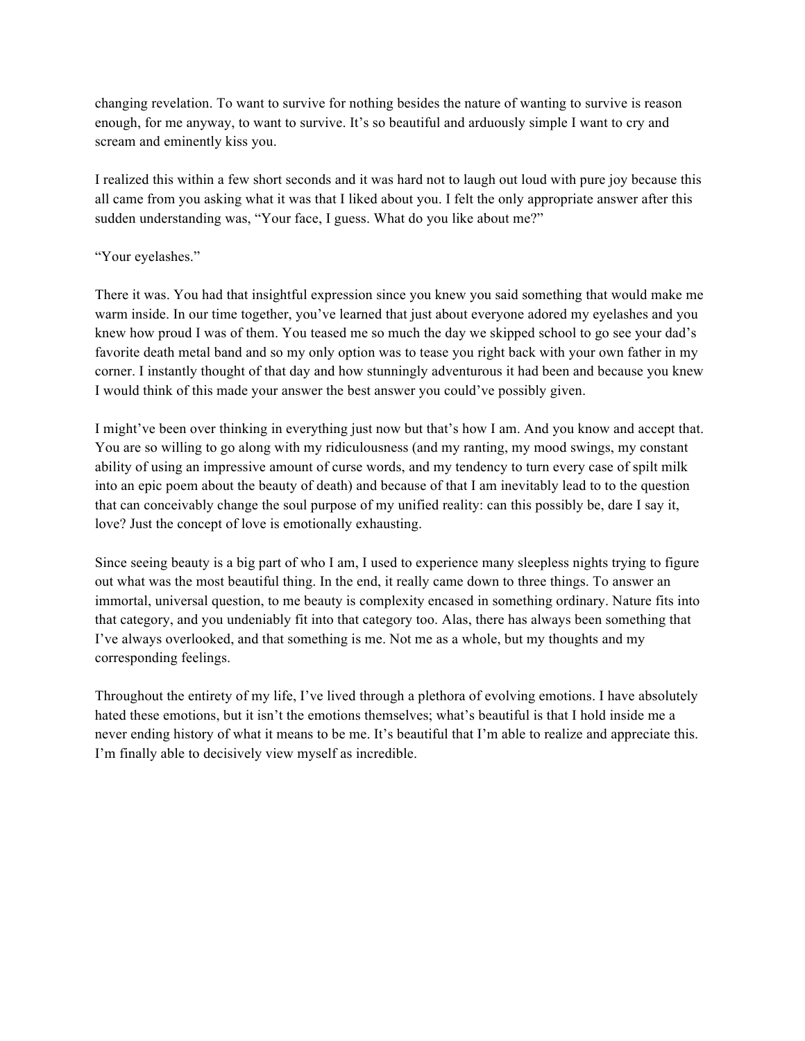changing revelation. To want to survive for nothing besides the nature of wanting to survive is reason enough, for me anyway, to want to survive. It's so beautiful and arduously simple I want to cry and scream and eminently kiss you.

I realized this within a few short seconds and it was hard not to laugh out loud with pure joy because this all came from you asking what it was that I liked about you. I felt the only appropriate answer after this sudden understanding was, "Your face, I guess. What do you like about me?"

"Your eyelashes."

There it was. You had that insightful expression since you knew you said something that would make me warm inside. In our time together, you've learned that just about everyone adored my eyelashes and you knew how proud I was of them. You teased me so much the day we skipped school to go see your dad's favorite death metal band and so my only option was to tease you right back with your own father in my corner. I instantly thought of that day and how stunningly adventurous it had been and because you knew I would think of this made your answer the best answer you could've possibly given.

I might've been over thinking in everything just now but that's how I am. And you know and accept that. You are so willing to go along with my ridiculousness (and my ranting, my mood swings, my constant ability of using an impressive amount of curse words, and my tendency to turn every case of spilt milk into an epic poem about the beauty of death) and because of that I am inevitably lead to to the question that can conceivably change the soul purpose of my unified reality: can this possibly be, dare I say it, love? Just the concept of love is emotionally exhausting.

Since seeing beauty is a big part of who I am, I used to experience many sleepless nights trying to figure out what was the most beautiful thing. In the end, it really came down to three things. To answer an immortal, universal question, to me beauty is complexity encased in something ordinary. Nature fits into that category, and you undeniably fit into that category too. Alas, there has always been something that I've always overlooked, and that something is me. Not me as a whole, but my thoughts and my corresponding feelings.

Throughout the entirety of my life, I've lived through a plethora of evolving emotions. I have absolutely hated these emotions, but it isn't the emotions themselves; what's beautiful is that I hold inside me a never ending history of what it means to be me. It's beautiful that I'm able to realize and appreciate this. I'm finally able to decisively view myself as incredible.